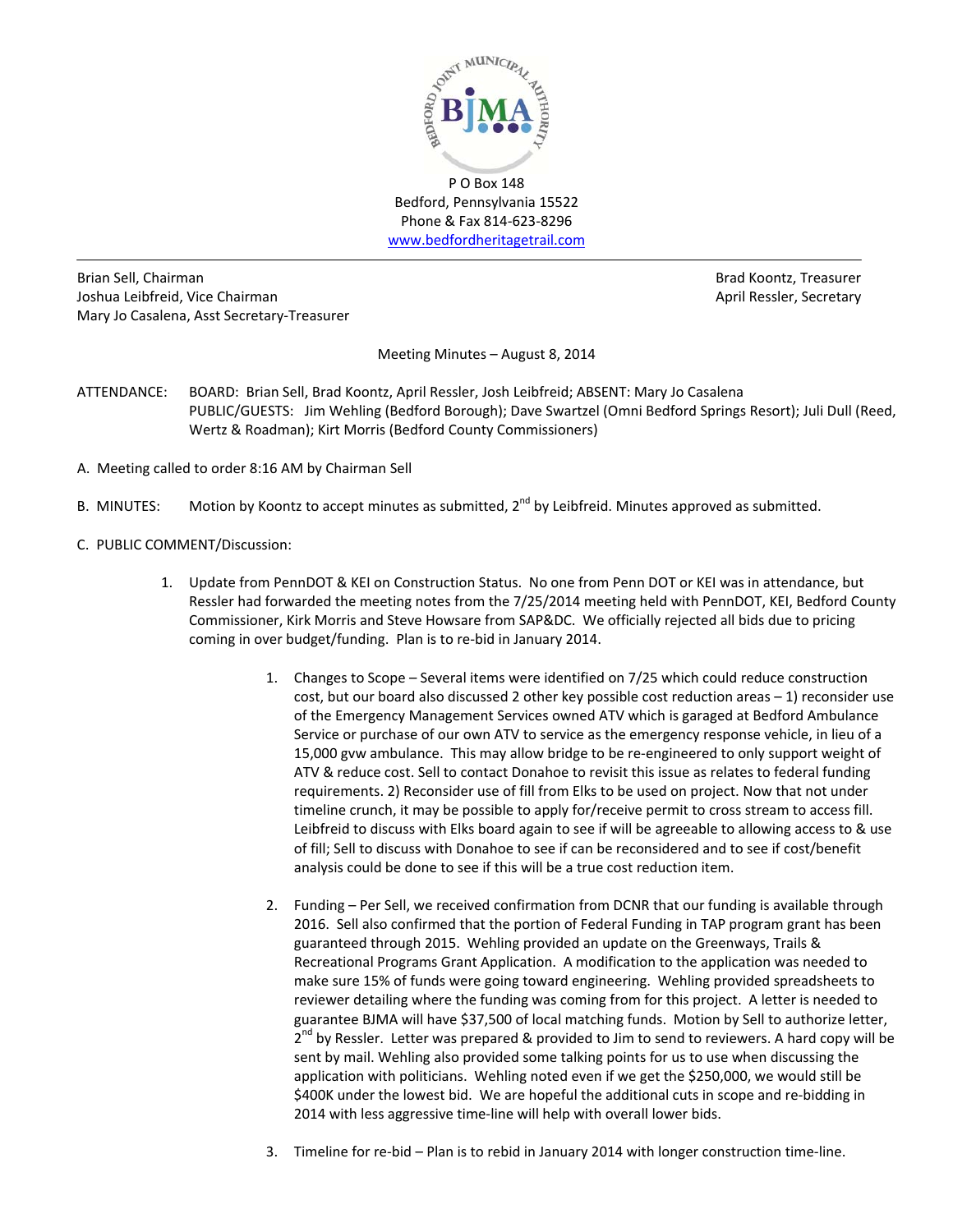BJMA — Bedford Joint Municipal Authority

P O Box 148
Bedford, Pennsylvania 15522
Phone & Fax 814-623-8296
www.bedfordheritagetrail.com

---

Brian Sell, Chairman
Joshua Leibfreid, Vice Chairman
Mary Jo Casalena, Asst Secretary-Treasurer

Brad Koontz, Treasurer
April Ressler, Secretary

Meeting Minutes – August 8, 2014

ATTENDANCE: BOARD: Brian Sell, Brad Koontz, April Ressler, Josh Leibfreid; ABSENT: Mary Jo Casalena
PUBLIC/GUESTS: Jim Wehling (Bedford Borough); Dave Swartzel (Omni Bedford Springs Resort); Juli Dull (Reed, Wertz & Roadman); Kirt Morris (Bedford County Commissioners)

A. Meeting called to order 8:16 AM by Chairman Sell

B. MINUTES: Motion by Koontz to accept minutes as submitted, 2nd by Leibfreid. Minutes approved as submitted.

C. PUBLIC COMMENT/Discussion:

1. Update from PennDOT & KEI on Construction Status. No one from Penn DOT or KEI was in attendance, but Ressler had forwarded the meeting notes from the 7/25/2014 meeting held with PennDOT, KEI, Bedford County Commissioner, Kirk Morris and Steve Howsare from SAP&DC. We officially rejected all bids due to pricing coming in over budget/funding. Plan is to re-bid in January 2014.

    1. Changes to Scope – Several items were identified on 7/25 which could reduce construction cost, but our board also discussed 2 other key possible cost reduction areas – 1) reconsider use of the Emergency Management Services owned ATV which is garaged at Bedford Ambulance Service or purchase of our own ATV to service as the emergency response vehicle, in lieu of a 15,000 gvw ambulance. This may allow bridge to be re-engineered to only support weight of ATV & reduce cost. Sell to contact Donahoe to revisit this issue as relates to federal funding requirements. 2) Reconsider use of fill from Elks to be used on project. Now that not under timeline crunch, it may be possible to apply for/receive permit to cross stream to access fill. Leibfreid to discuss with Elks board again to see if will be agreeable to allowing access to & use of fill; Sell to discuss with Donahoe to see if can be reconsidered and to see if cost/benefit analysis could be done to see if this will be a true cost reduction item.

    2. Funding – Per Sell, we received confirmation from DCNR that our funding is available through 2016. Sell also confirmed that the portion of Federal Funding in TAP program grant has been guaranteed through 2015. Wehling provided an update on the Greenways, Trails & Recreational Programs Grant Application. A modification to the application was needed to make sure 15% of funds were going toward engineering. Wehling provided spreadsheets to reviewer detailing where the funding was coming from for this project. A letter is needed to guarantee BJMA will have $37,500 of local matching funds. Motion by Sell to authorize letter, 2nd by Ressler. Letter was prepared & provided to Jim to send to reviewers. A hard copy will be sent by mail. Wehling also provided some talking points for us to use when discussing the application with politicians. Wehling noted even if we get the $250,000, we would still be $400K under the lowest bid. We are hopeful the additional cuts in scope and re-bidding in 2014 with less aggressive time-line will help with overall lower bids.

    3. Timeline for re-bid – Plan is to rebid in January 2014 with longer construction time-line.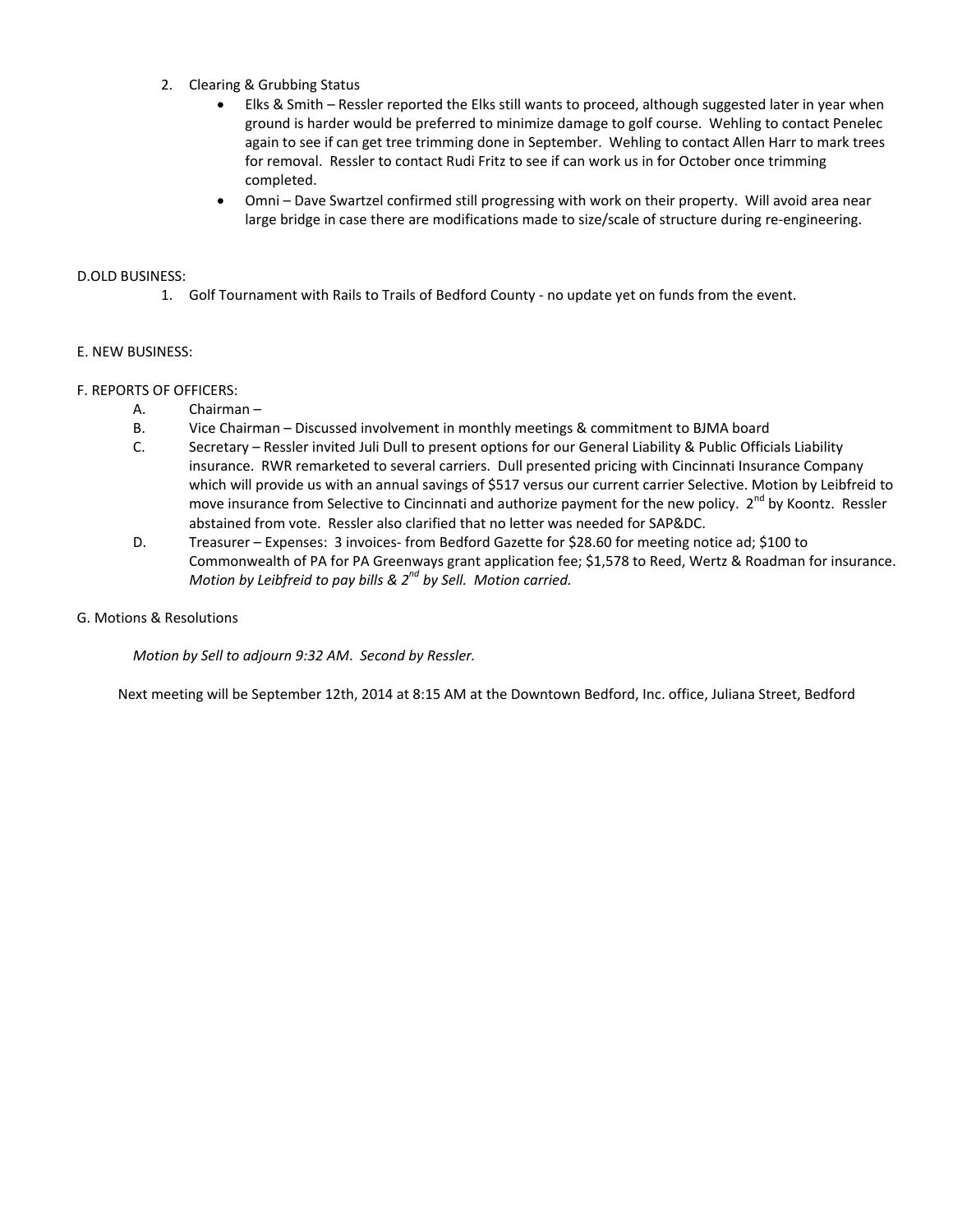2. Clearing & Grubbing Status
   - Elks & Smith – Ressler reported the Elks still wants to proceed, although suggested later in year when ground is harder would be preferred to minimize damage to golf course. Wehling to contact Penelec again to see if can get tree trimming done in September. Wehling to contact Allen Harr to mark trees for removal. Ressler to contact Rudi Fritz to see if can work us in for October once trimming completed.
   - Omni – Dave Swartzel confirmed still progressing with work on their property. Will avoid area near large bridge in case there are modifications made to size/scale of structure during re-engineering.

D.OLD BUSINESS:

1. Golf Tournament with Rails to Trails of Bedford County - no update yet on funds from the event.

E. NEW BUSINESS:

F. REPORTS OF OFFICERS:

A. Chairman –

B. Vice Chairman – Discussed involvement in monthly meetings & commitment to BJMA board

C. Secretary – Ressler invited Juli Dull to present options for our General Liability & Public Officials Liability insurance. RWR remarketed to several carriers. Dull presented pricing with Cincinnati Insurance Company which will provide us with an annual savings of $517 versus our current carrier Selective. Motion by Leibfreid to move insurance from Selective to Cincinnati and authorize payment for the new policy. 2nd by Koontz. Ressler abstained from vote. Ressler also clarified that no letter was needed for SAP&DC.

D. Treasurer – Expenses: 3 invoices- from Bedford Gazette for $28.60 for meeting notice ad; $100 to Commonwealth of PA for PA Greenways grant application fee; $1,578 to Reed, Wertz & Roadman for insurance. *Motion by Leibfreid to pay bills & 2nd by Sell. Motion carried.*

G. Motions & Resolutions

*Motion by Sell to adjourn 9:32 AM. Second by Ressler.*

Next meeting will be September 12th, 2014 at 8:15 AM at the Downtown Bedford, Inc. office, Juliana Street, Bedford